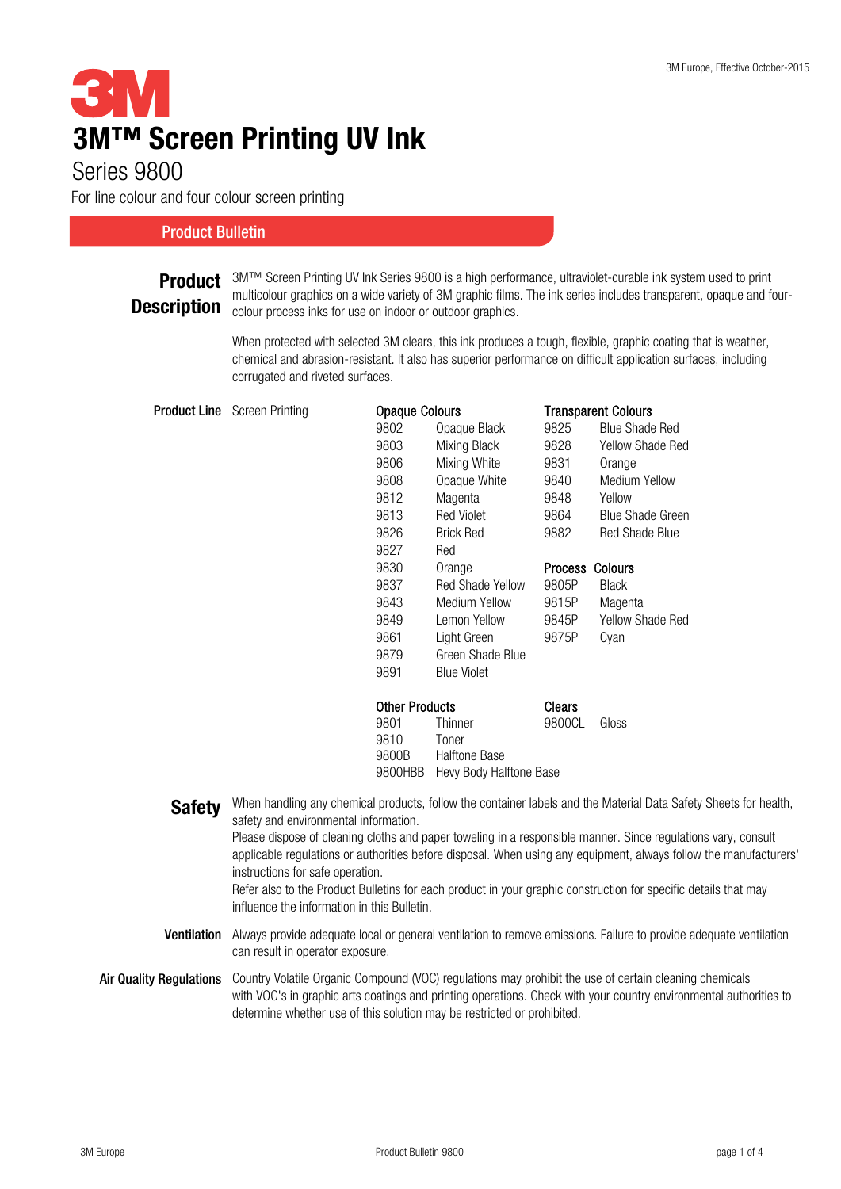3M

# 3M™ Screen Printing UV Ink

## Series 9800

For line colour and four colour screen printing

**Product Bulletin**

## Product Description

3M™ Screen Printing UV Ink Series 9800 is a high performance, ultraviolet-curable ink system used to print multicolour graphics on a wide variety of 3M graphic films. The ink series includes transparent, opaque and four-colour process inks for use on indoor or outdoor graphics.

When protected with selected 3M clears, this ink produces a tough, flexible, graphic coating that is weather, chemical and abrasion-resistant. It also has superior performance on difficult application surfaces, including corrugated and riveted surfaces.

**Product Line** Screen Printing

**Opaque Colours**

| | |
|---|---|
| 9802 | Opaque Black |
| 9803 | Mixing Black |
| 9806 | Mixing White |
| 9808 | Opaque White |
| 9812 | Magenta |
| 9813 | Red Violet |
| 9826 | Brick Red |
| 9827 | Red |
| 9830 | Orange |
| 9837 | Red Shade Yellow |
| 9843 | Medium Yellow |
| 9849 | Lemon Yellow |
| 9861 | Light Green |
| 9879 | Green Shade Blue |
| 9891 | Blue Violet |

**Transparent Colours**

| | |
|---|---|
| 9825 | Blue Shade Red |
| 9828 | Yellow Shade Red |
| 9831 | Orange |
| 9840 | Medium Yellow |
| 9848 | Yellow |
| 9864 | Blue Shade Green |
| 9882 | Red Shade Blue |

**Process Colours**

| | |
|---|---|
| 9805P | Black |
| 9815P | Magenta |
| 9845P | Yellow Shade Red |
| 9875P | Cyan |

**Other Products**

| | |
|---|---|
| 9801 | Thinner |
| 9810 | Toner |
| 9800B | Halftone Base |
| 9800HBB | Hevy Body Halftone Base |

**Clears**

| | |
|---|---|
| 9800CL | Gloss |

## Safety

When handling any chemical products, follow the container labels and the Material Data Safety Sheets for health, safety and environmental information.
Please dispose of cleaning cloths and paper toweling in a responsible manner. Since regulations vary, consult applicable regulations or authorities before disposal. When using any equipment, always follow the manufacturers' instructions for safe operation.
Refer also to the Product Bulletins for each product in your graphic construction for specific details that may influence the information in this Bulletin.

**Ventilation** Always provide adequate local or general ventilation to remove emissions. Failure to provide adequate ventilation can result in operator exposure.

**Air Quality Regulations** Country Volatile Organic Compound (VOC) regulations may prohibit the use of certain cleaning chemicals with VOC's in graphic arts coatings and printing operations. Check with your country environmental authorities to determine whether use of this solution may be restricted or prohibited.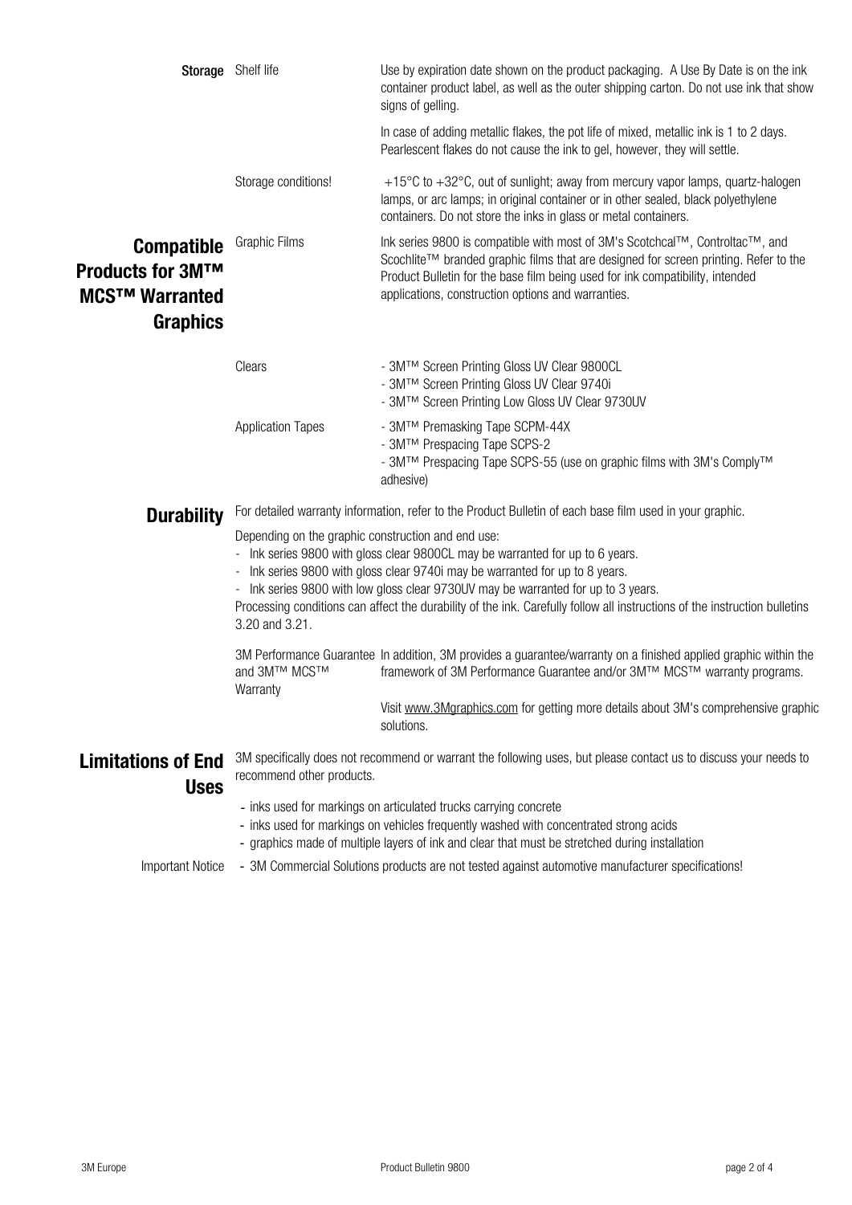## Storage

**Shelf life**

Use by expiration date shown on the product packaging. A Use By Date is on the ink container product label, as well as the outer shipping carton. Do not use ink that show signs of gelling.

In case of adding metallic flakes, the pot life of mixed, metallic ink is 1 to 2 days. Pearlescent flakes do not cause the ink to gel, however, they will settle.

**Storage conditions!**

+15°C to +32°C, out of sunlight; away from mercury vapor lamps, quartz-halogen lamps, or arc lamps; in original container or in other sealed, black polyethylene containers. Do not store the inks in glass or metal containers.

## Compatible Products for 3M™ MCS™ Warranted Graphics

**Graphic Films**

Ink series 9800 is compatible with most of 3M's Scotchcal™, Controltac™, and Scochlite™ branded graphic films that are designed for screen printing. Refer to the Product Bulletin for the base film being used for ink compatibility, intended applications, construction options and warranties.

**Clears**

- 3M™ Screen Printing Gloss UV Clear 9800CL
- 3M™ Screen Printing Gloss UV Clear 9740i
- 3M™ Screen Printing Low Gloss UV Clear 9730UV

**Application Tapes**

- 3M™ Premasking Tape SCPM-44X
- 3M™ Prespacing Tape SCPS-2
- 3M™ Prespacing Tape SCPS-55 (use on graphic films with 3M's Comply™ adhesive)

## Durability

For detailed warranty information, refer to the Product Bulletin of each base film used in your graphic.

Depending on the graphic construction and end use:

- Ink series 9800 with gloss clear 9800CL may be warranted for up to 6 years.
- Ink series 9800 with gloss clear 9740i may be warranted for up to 8 years.
- Ink series 9800 with low gloss clear 9730UV may be warranted for up to 3 years.

Processing conditions can affect the durability of the ink. Carefully follow all instructions of the instruction bulletins 3.20 and 3.21.

**3M Performance Guarantee and 3M™ MCS™ Warranty**

In addition, 3M provides a guarantee/warranty on a finished applied graphic within the framework of 3M Performance Guarantee and/or 3M™ MCS™ warranty programs.

Visit www.3Mgraphics.com for getting more details about 3M's comprehensive graphic solutions.

## Limitations of End Uses

3M specifically does not recommend or warrant the following uses, but please contact us to discuss your needs to recommend other products.

- inks used for markings on articulated trucks carrying concrete
- inks used for markings on vehicles frequently washed with concentrated strong acids
- graphics made of multiple layers of ink and clear that must be stretched during installation

**Important Notice**

- 3M Commercial Solutions products are not tested against automotive manufacturer specifications!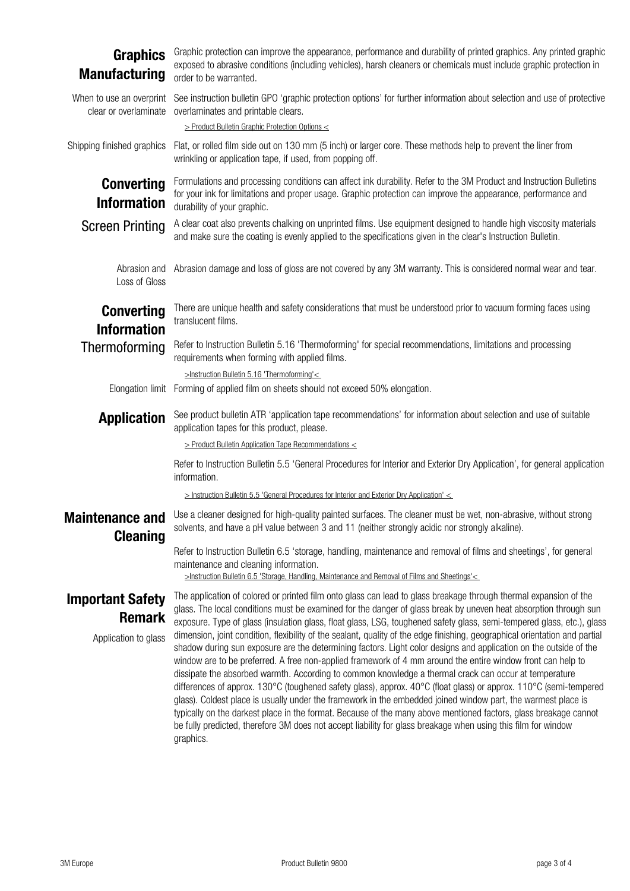## Graphics Manufacturing

Graphic protection can improve the appearance, performance and durability of printed graphics. Any printed graphic exposed to abrasive conditions (including vehicles), harsh cleaners or chemicals must include graphic protection in order to be warranted.

**When to use an overprint clear or overlaminate**

See instruction bulletin GPO 'graphic protection options' for further information about selection and use of protective overlaminates and printable clears.

> Product Bulletin Graphic Protection Options <

**Shipping finished graphics**

Flat, or rolled film side out on 130 mm (5 inch) or larger core. These methods help to prevent the liner from wrinkling or application tape, if used, from popping off.

## Converting Information

Formulations and processing conditions can affect ink durability. Refer to the 3M Product and Instruction Bulletins for your ink for limitations and proper usage. Graphic protection can improve the appearance, performance and durability of your graphic.

### Screen Printing

A clear coat also prevents chalking on unprinted films. Use equipment designed to handle high viscosity materials and make sure the coating is evenly applied to the specifications given in the clear's Instruction Bulletin.

**Abrasion and Loss of Gloss**

Abrasion damage and loss of gloss are not covered by any 3M warranty. This is considered normal wear and tear.

## Converting Information

### Thermoforming

There are unique health and safety considerations that must be understood prior to vacuum forming faces using translucent films.

Refer to Instruction Bulletin 5.16 'Thermoforming' for special recommendations, limitations and processing requirements when forming with applied films.

>Instruction Bulletin 5.16 'Thermoforming'<

**Elongation limit**

Forming of applied film on sheets should not exceed 50% elongation.

## Application

See product bulletin ATR 'application tape recommendations' for information about selection and use of suitable application tapes for this product, please.

> Product Bulletin Application Tape Recommendations <

Refer to Instruction Bulletin 5.5 'General Procedures for Interior and Exterior Dry Application', for general application information.

> Instruction Bulletin 5.5 'General Procedures for Interior and Exterior Dry Application' <

## Maintenance and Cleaning

Use a cleaner designed for high-quality painted surfaces. The cleaner must be wet, non-abrasive, without strong solvents, and have a pH value between 3 and 11 (neither strongly acidic nor strongly alkaline).

Refer to Instruction Bulletin 6.5 'storage, handling, maintenance and removal of films and sheetings', for general maintenance and cleaning information.

>Instruction Bulletin 6.5 'Storage, Handling, Maintenance and Removal of Films and Sheetings'<

## Important Safety Remark

**Application to glass**

The application of colored or printed film onto glass can lead to glass breakage through thermal expansion of the glass. The local conditions must be examined for the danger of glass break by uneven heat absorption through sun exposure. Type of glass (insulation glass, float glass, LSG, toughened safety glass, semi-tempered glass, etc.), glass dimension, joint condition, flexibility of the sealant, quality of the edge finishing, geographical orientation and partial shadow during sun exposure are the determining factors. Light color designs and application on the outside of the window are to be preferred. A free non-applied framework of 4 mm around the entire window front can help to dissipate the absorbed warmth. According to common knowledge a thermal crack can occur at temperature differences of approx. 130°C (toughened safety glass), approx. 40°C (float glass) or approx. 110°C (semi-tempered glass). Coldest place is usually under the framework in the embedded joined window part, the warmest place is typically on the darkest place in the format. Because of the many above mentioned factors, glass breakage cannot be fully predicted, therefore 3M does not accept liability for glass breakage when using this film for window graphics.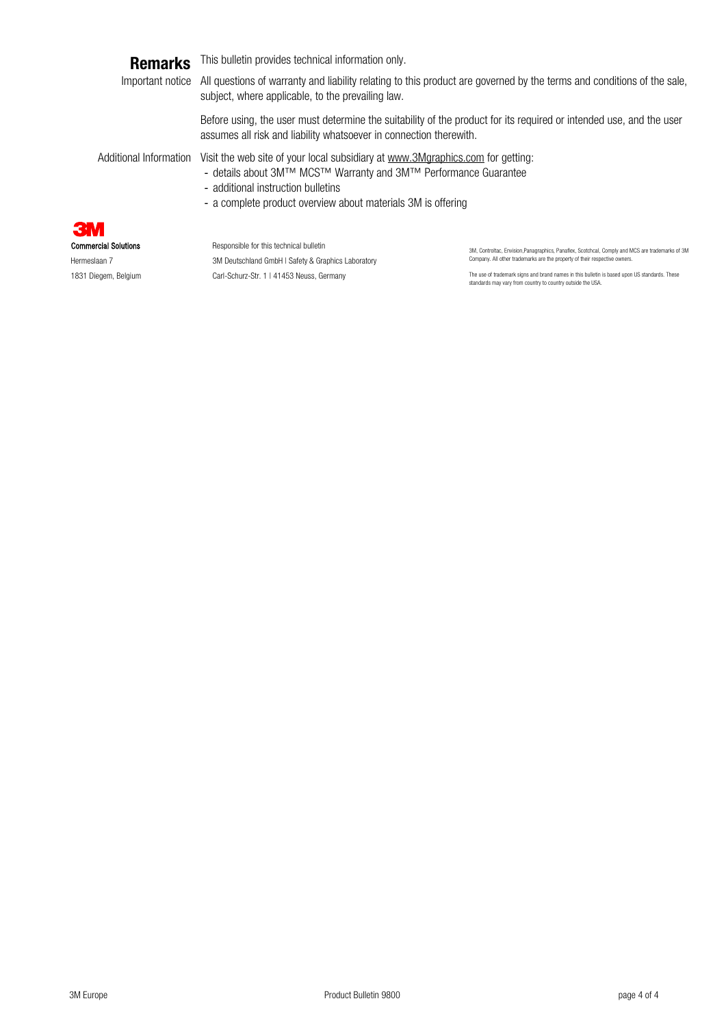## Remarks

This bulletin provides technical information only.

Important notice

All questions of warranty and liability relating to this product are governed by the terms and conditions of the sale, subject, where applicable, to the prevailing law.

Before using, the user must determine the suitability of the product for its required or intended use, and the user assumes all risk and liability whatsoever in connection therewith.

Additional Information

Visit the web site of your local subsidiary at www.3Mgraphics.com for getting:

- details about 3M™ MCS™ Warranty and 3M™ Performance Guarantee
- additional instruction bulletins
- a complete product overview about materials 3M is offering

3M

Commercial Solutions
Hermeslaan 7
1831 Diegem, Belgium

Responsible for this technical bulletin
3M Deutschland GmbH | Safety & Graphics Laboratory
Carl-Schurz-Str. 1 | 41453 Neuss, Germany

3M, Controltac, Envision,Panagraphics, Panaflex, Scotchcal, Comply and MCS are trademarks of 3M Company. All other trademarks are the property of their respective owners.

The use of trademark signs and brand names in this bulletin is based upon US standards. These standards may vary from country to country outside the USA.